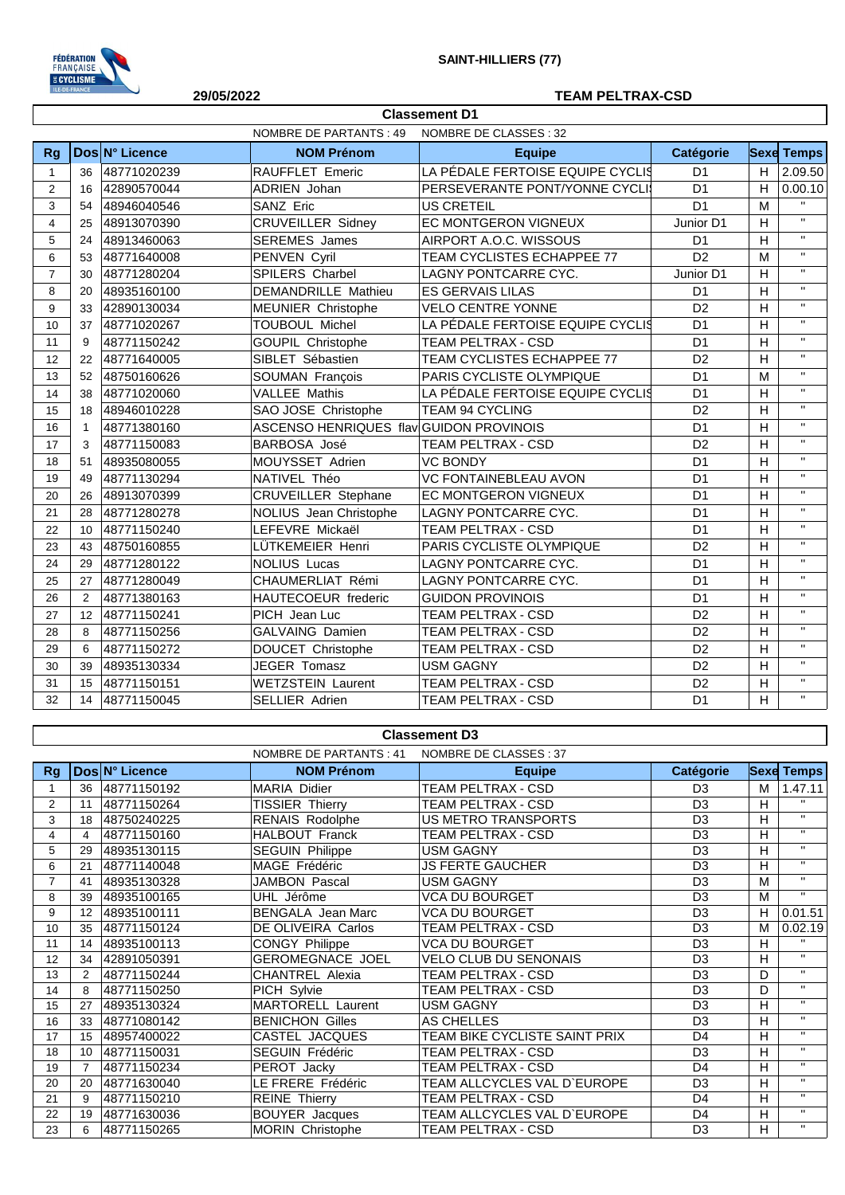SAINT-HILLIERS (77)

29/05/2022

TEAM PELTRAX-CSD

## Classement D1

NOMBRE DE PARTANTS : 49 NOMBRE DE CLASSES : 32

| Rg | Dos | N° Licence | NOM Prénom | Equipe | Catégorie | Sexe | Temps |
|---|---|---|---|---|---|---|---|
| 1 | 36 | 48771020239 | RAUFFLET Emeric | LA PÉDALE FERTOISE EQUIPE CYCLIS | D1 | H | 2.09.50 |
| 2 | 16 | 42890570044 | ADRIEN Johan | PERSEVERANTE PONT/YONNE CYCLI | D1 | H | 0.00.10 |
| 3 | 54 | 48946040546 | SANZ Eric | US CRETEIL | D1 | M | " |
| 4 | 25 | 48913070390 | CRUVEILLER Sidney | EC MONTGERON VIGNEUX | Junior D1 | H | " |
| 5 | 24 | 48913460063 | SEREMES James | AIRPORT A.O.C. WISSOUS | D1 | H | " |
| 6 | 53 | 48771640008 | PENVEN Cyril | TEAM CYCLISTES ECHAPPEE 77 | D2 | M | " |
| 7 | 30 | 48771280204 | SPILERS Charbel | LAGNY PONTCARRE CYC. | Junior D1 | H | " |
| 8 | 20 | 48935160100 | DEMANDRILLE Mathieu | ES GERVAIS LILAS | D1 | H | " |
| 9 | 33 | 42890130034 | MEUNIER Christophe | VELO CENTRE YONNE | D2 | H | " |
| 10 | 37 | 48771020267 | TOUBOUL Michel | LA PÉDALE FERTOISE EQUIPE CYCLIS | D1 | H | " |
| 11 | 9 | 48771150242 | GOUPIL Christophe | TEAM PELTRAX - CSD | D1 | H | " |
| 12 | 22 | 48771640005 | SIBLET Sébastien | TEAM CYCLISTES ECHAPPEE 77 | D2 | H | " |
| 13 | 52 | 48750160626 | SOUMAN François | PARIS CYCLISTE OLYMPIQUE | D1 | M | " |
| 14 | 38 | 48771020060 | VALLEE Mathis | LA PÉDALE FERTOISE EQUIPE CYCLIS | D1 | H | " |
| 15 | 18 | 48946010228 | SAO JOSE Christophe | TEAM 94 CYCLING | D2 | H | " |
| 16 | 1 | 48771380160 | ASCENSO HENRIQUES flav | GUIDON PROVINOIS | D1 | H | " |
| 17 | 3 | 48771150083 | BARBOSA José | TEAM PELTRAX - CSD | D2 | H | " |
| 18 | 51 | 48935080055 | MOUYSSET Adrien | VC BONDY | D1 | H | " |
| 19 | 49 | 48771130294 | NATIVEL Théo | VC FONTAINEBLEAU AVON | D1 | H | " |
| 20 | 26 | 48913070399 | CRUVEILLER Stephane | EC MONTGERON VIGNEUX | D1 | H | " |
| 21 | 28 | 48771280278 | NOLIUS Jean Christophe | LAGNY PONTCARRE CYC. | D1 | H | " |
| 22 | 10 | 48771150240 | LEFEVRE Mickaël | TEAM PELTRAX - CSD | D1 | H | " |
| 23 | 43 | 48750160855 | LÜTKEMEIER Henri | PARIS CYCLISTE OLYMPIQUE | D2 | H | " |
| 24 | 29 | 48771280122 | NOLIUS Lucas | LAGNY PONTCARRE CYC. | D1 | H | " |
| 25 | 27 | 48771280049 | CHAUMERLIAT Rémi | LAGNY PONTCARRE CYC. | D1 | H | " |
| 26 | 2 | 48771380163 | HAUTECOEUR frederic | GUIDON PROVINOIS | D1 | H | " |
| 27 | 12 | 48771150241 | PICH Jean Luc | TEAM PELTRAX - CSD | D2 | H | " |
| 28 | 8 | 48771150256 | GALVAING Damien | TEAM PELTRAX - CSD | D2 | H | " |
| 29 | 6 | 48771150272 | DOUCET Christophe | TEAM PELTRAX - CSD | D2 | H | " |
| 30 | 39 | 48935130334 | JEGER Tomasz | USM GAGNY | D2 | H | " |
| 31 | 15 | 48771150151 | WETZSTEIN Laurent | TEAM PELTRAX - CSD | D2 | H | " |
| 32 | 14 | 48771150045 | SELLIER Adrien | TEAM PELTRAX - CSD | D1 | H | " |

## Classement D3

NOMBRE DE PARTANTS : 41 NOMBRE DE CLASSES : 37

| Rg | Dos | N° Licence | NOM Prénom | Equipe | Catégorie | Sexe | Temps |
|---|---|---|---|---|---|---|---|
| 1 | 36 | 48771150192 | MARIA Didier | TEAM PELTRAX - CSD | D3 | M | 1.47.11 |
| 2 | 11 | 48771150264 | TISSIER Thierry | TEAM PELTRAX - CSD | D3 | H | " |
| 3 | 18 | 48750240225 | RENAIS Rodolphe | US METRO TRANSPORTS | D3 | H | " |
| 4 | 4 | 48771150160 | HALBOUT Franck | TEAM PELTRAX - CSD | D3 | H | " |
| 5 | 29 | 48935130115 | SEGUIN Philippe | USM GAGNY | D3 | H | " |
| 6 | 21 | 48771140048 | MAGE Frédéric | JS FERTE GAUCHER | D3 | H | " |
| 7 | 41 | 48935130328 | JAMBON Pascal | USM GAGNY | D3 | M | " |
| 8 | 39 | 48935100165 | UHL Jérôme | VCA DU BOURGET | D3 | M | " |
| 9 | 12 | 48935100111 | BENGALA Jean Marc | VCA DU BOURGET | D3 | H | 0.01.51 |
| 10 | 35 | 48771150124 | DE OLIVEIRA Carlos | TEAM PELTRAX - CSD | D3 | M | 0.02.19 |
| 11 | 14 | 48935100113 | CONGY Philippe | VCA DU BOURGET | D3 | H | " |
| 12 | 34 | 42891050391 | GEROMEGNACE JOEL | VELO CLUB DU SENONAIS | D3 | H | " |
| 13 | 2 | 48771150244 | CHANTREL Alexia | TEAM PELTRAX - CSD | D3 | D | " |
| 14 | 8 | 48771150250 | PICH Sylvie | TEAM PELTRAX - CSD | D3 | D | " |
| 15 | 27 | 48935130324 | MARTORELL Laurent | USM GAGNY | D3 | H | " |
| 16 | 33 | 48771080142 | BENICHON Gilles | AS CHELLES | D3 | H | " |
| 17 | 15 | 48957400022 | CASTEL JACQUES | TEAM BIKE CYCLISTE SAINT PRIX | D4 | H | " |
| 18 | 10 | 48771150031 | SEGUIN Frédéric | TEAM PELTRAX - CSD | D3 | H | " |
| 19 | 7 | 48771150234 | PEROT Jacky | TEAM PELTRAX - CSD | D4 | H | " |
| 20 | 20 | 48771630040 | LE FRERE Frédéric | TEAM ALLCYCLES VAL D`EUROPE | D3 | H | " |
| 21 | 9 | 48771150210 | REINE Thierry | TEAM PELTRAX - CSD | D4 | H | " |
| 22 | 19 | 48771630036 | BOUYER Jacques | TEAM ALLCYCLES VAL D`EUROPE | D4 | H | " |
| 23 | 6 | 48771150265 | MORIN Christophe | TEAM PELTRAX - CSD | D3 | H | " |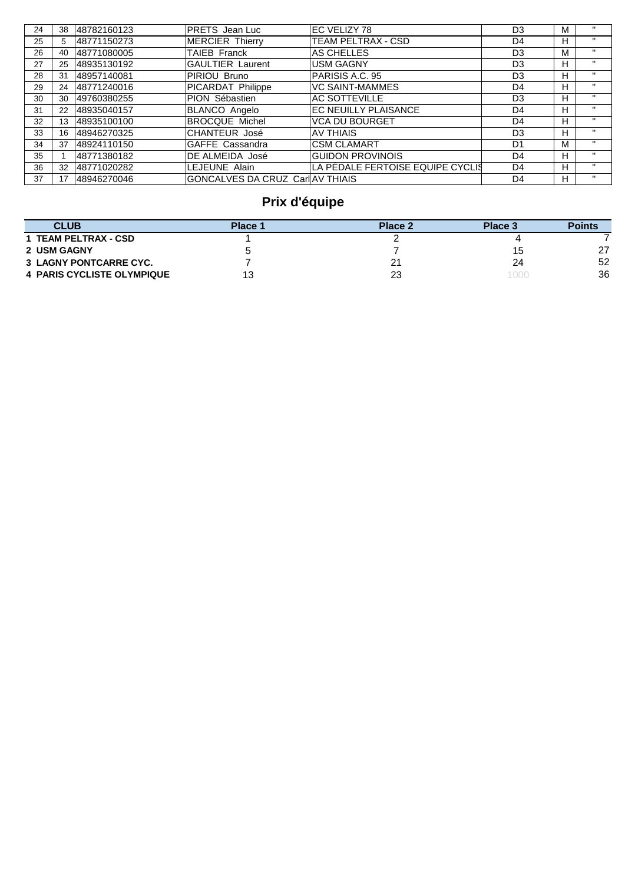| | | | | | | | |
|---|---|---|---|---|---|---|---|
| 24 | 38 | 48782160123 | PRETS Jean Luc | EC VELIZY 78 | D3 | M | " |
| 25 | 5 | 48771150273 | MERCIER Thierry | TEAM PELTRAX - CSD | D4 | H | " |
| 26 | 40 | 48771080005 | TAIEB Franck | AS CHELLES | D3 | M | " |
| 27 | 25 | 48935130192 | GAULTIER Laurent | USM GAGNY | D3 | H | " |
| 28 | 31 | 48957140081 | PIRIOU Bruno | PARISIS A.C. 95 | D3 | H | " |
| 29 | 24 | 48771240016 | PICARDAT Philippe | VC SAINT-MAMMES | D4 | H | " |
| 30 | 30 | 49760380255 | PION Sébastien | AC SOTTEVILLE | D3 | H | " |
| 31 | 22 | 48935040157 | BLANCO Angelo | EC NEUILLY PLAISANCE | D4 | H | " |
| 32 | 13 | 48935100100 | BROCQUE Michel | VCA DU BOURGET | D4 | H | " |
| 33 | 16 | 48946270325 | CHANTEUR José | AV THIAIS | D3 | H | " |
| 34 | 37 | 48924110150 | GAFFE Cassandra | CSM CLAMART | D1 | M | " |
| 35 | 1 | 48771380182 | DE ALMEIDA José | GUIDON PROVINOIS | D4 | H | " |
| 36 | 32 | 48771020282 | LEJEUNE Alain | LA PÉDALE FERTOISE EQUIPE CYCLIS | D4 | H | " |
| 37 | 17 | 48946270046 | GONCALVES DA CRUZ Carl | AV THIAIS | D4 | H | " |

## Prix d'équipe

| CLUB | Place 1 | Place 2 | Place 3 | Points |
|---|---|---|---|---|
| **1 TEAM PELTRAX - CSD** | 1 | 2 | 4 | 7 |
| **2 USM GAGNY** | 5 | 7 | 15 | 27 |
| **3 LAGNY PONTCARRE CYC.** | 7 | 21 | 24 | 52 |
| **4 PARIS CYCLISTE OLYMPIQUE** | 13 | 23 | 1000 | 36 |